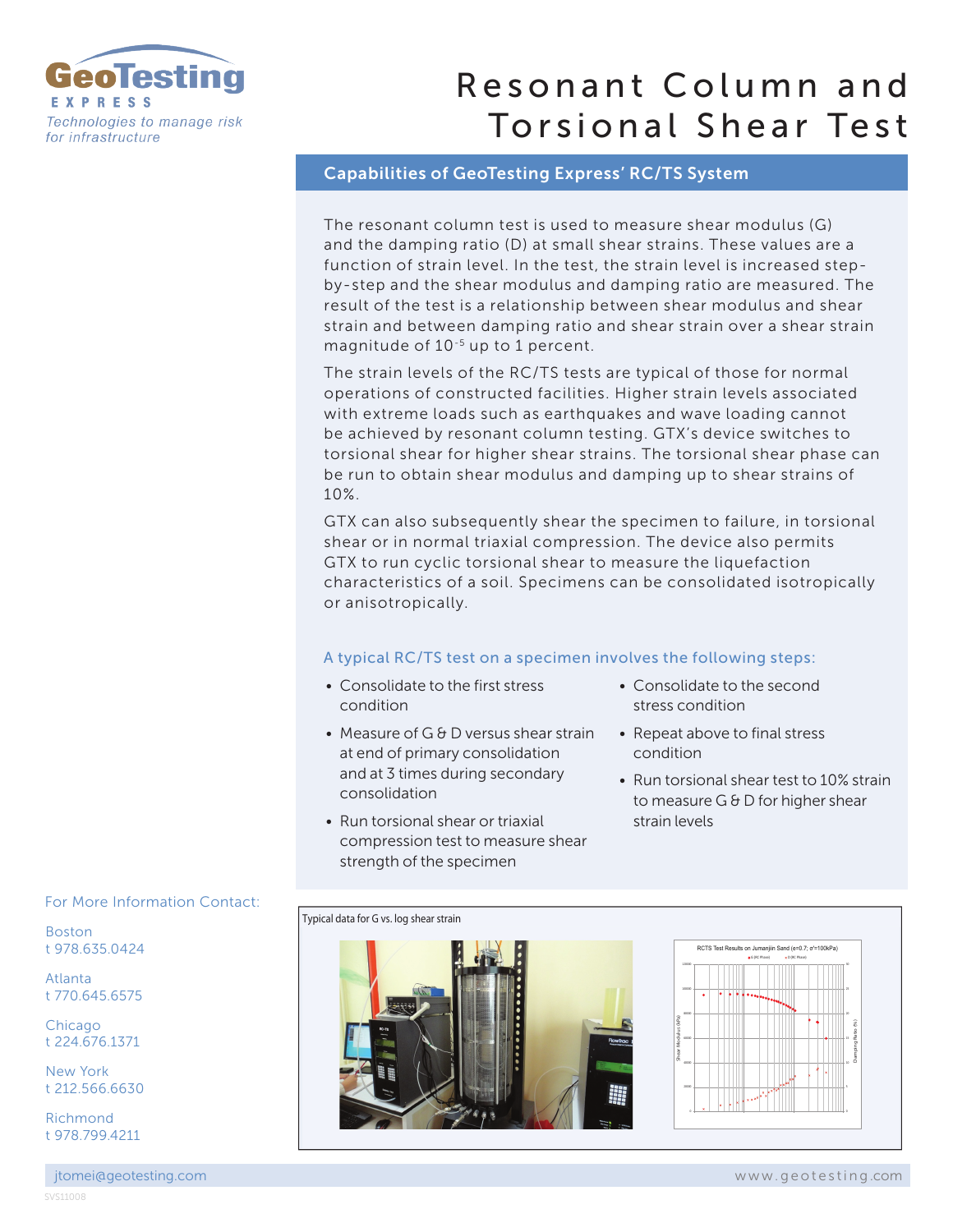GeoTesting EXPRESS

*Technologies to manage risk for infrastructure*

# Resonant Column and Torsional Shear Test

## Capabilities of GeoTesting Express' RC/TS System

The resonant column test is used to measure shear modulus (G) and the damping ratio (D) at small shear strains. These values are a function of strain level. In the test, the strain level is increased step-by-step and the shear modulus and damping ratio are measured. The result of the test is a relationship between shear modulus and shear strain and between damping ratio and shear strain over a shear strain magnitude of $10^{-5}$ up to 1 percent.

The strain levels of the RC/TS tests are typical of those for normal operations of constructed facilities. Higher strain levels associated with extreme loads such as earthquakes and wave loading cannot be achieved by resonant column testing. GTX's device switches to torsional shear for higher shear strains. The torsional shear phase can be run to obtain shear modulus and damping up to shear strains of 10%.

GTX can also subsequently shear the specimen to failure, in torsional shear or in normal triaxial compression. The device also permits GTX to run cyclic torsional shear to measure the liquefaction characteristics of a soil. Specimens can be consolidated isotropically or anisotropically.

### A typical RC/TS test on a specimen involves the following steps:

- Consolidate to the first stress condition
- Measure of G & D versus shear strain at end of primary consolidation and at 3 times during secondary consolidation
- Run torsional shear or triaxial compression test to measure shear strength of the specimen
- Consolidate to the second stress condition
- Repeat above to final stress condition
- Run torsional shear test to 10% strain to measure G & D for higher shear strain levels

Typical data for G vs. log shear strain

For More Information Contact:

Boston
t 978.635.0424

Atlanta
t 770.645.6575

Chicago
t 224.676.1371

New York
t 212.566.6630

Richmond
t 978.799.4211

jtomei@geotesting.com

www.geotesting.com

SVS11008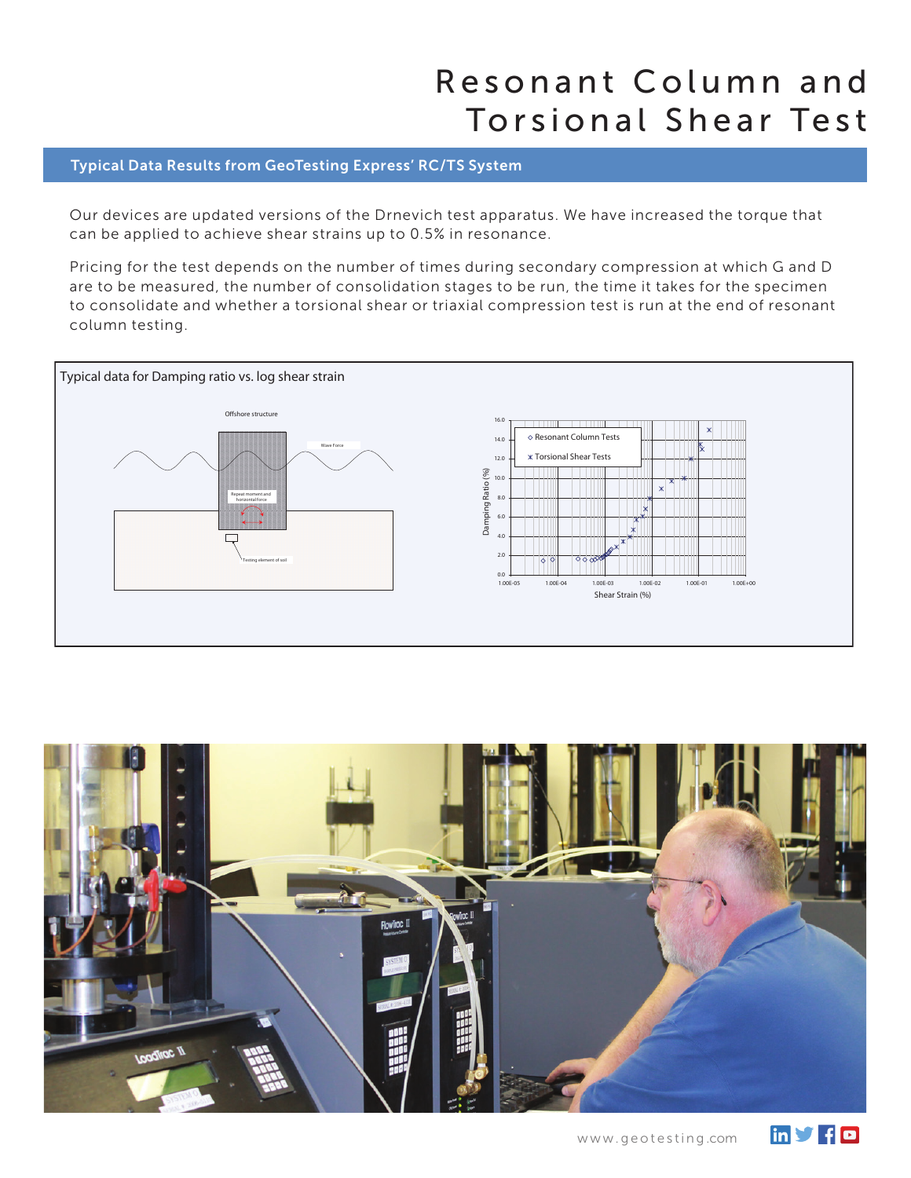# Resonant Column and Torsional Shear Test

## Typical Data Results from GeoTesting Express' RC/TS System

Our devices are updated versions of the Drnevich test apparatus. We have increased the torque that can be applied to achieve shear strains up to 0.5% in resonance.

Pricing for the test depends on the number of times during secondary compression at which G and D are to be measured, the number of consolidation stages to be run, the time it takes for the specimen to consolidate and whether a torsional shear or triaxial compression test is run at the end of resonant column testing.

Typical data for Damping ratio vs. log shear strain

Offshore structure

Wave Force

Repeat moment and horizontal force

Testing element of soil

Resonant Column Tests

Torsional Shear Tests

Damping Ratio (%)

16.0
14.0
12.0
10.0
8.0
6.0
4.0
2.0
0.0

1.00E-05
1.00E-04
1.00E-03
1.00E-02
1.00E-01
1.00E+00

Shear Strain (%)

www.geotesting.com